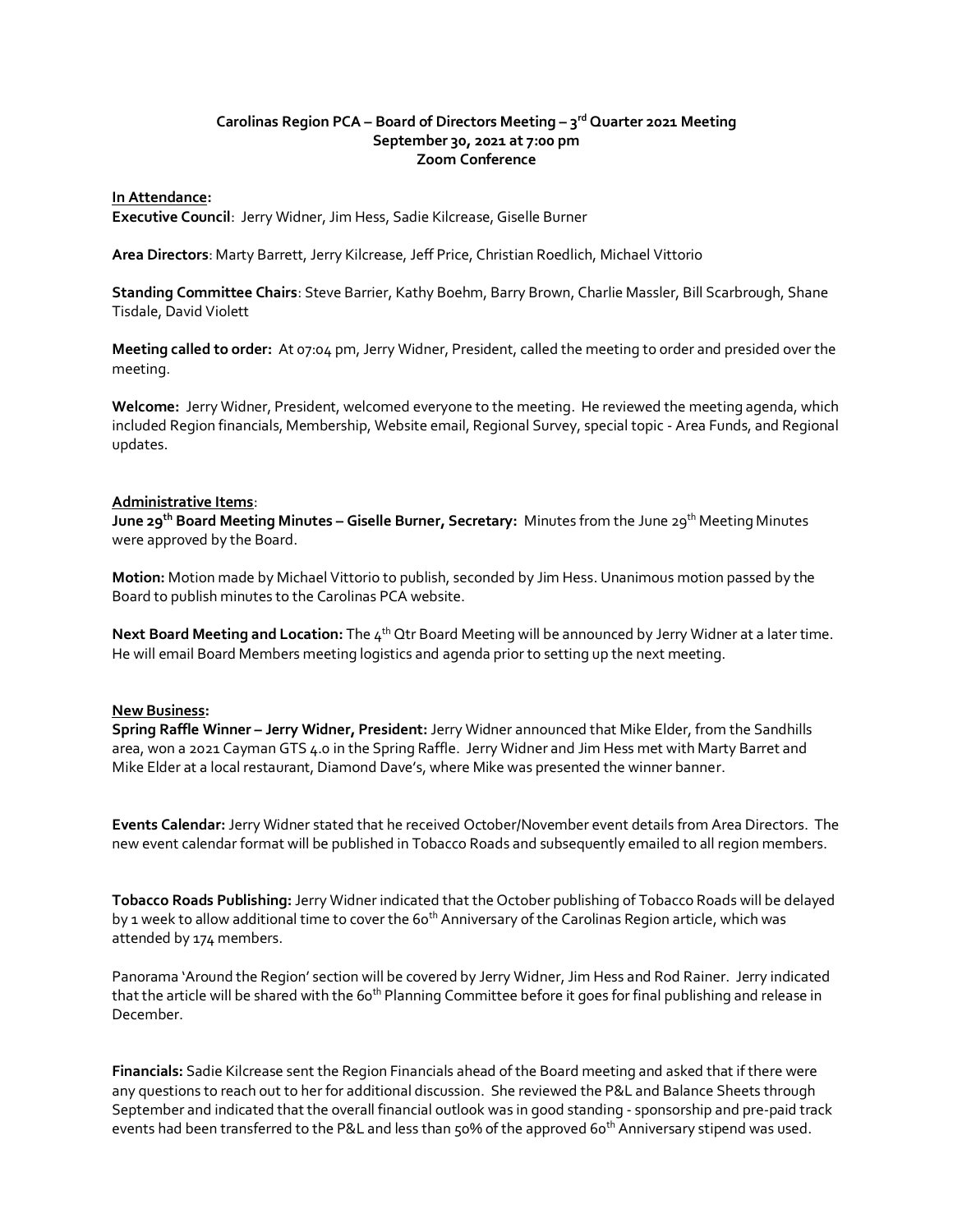**Carolinas Region PCA – Board of Directors Meeting – 3rd Quarter 2021 Meeting**
**September 30, 2021 at 7:00 pm**
**Zoom Conference**

**In Attendance:**
**Executive Council**: Jerry Widner, Jim Hess, Sadie Kilcrease, Giselle Burner

**Area Directors**: Marty Barrett, Jerry Kilcrease, Jeff Price, Christian Roedlich, Michael Vittorio

**Standing Committee Chairs**: Steve Barrier, Kathy Boehm, Barry Brown, Charlie Massler, Bill Scarbrough, Shane Tisdale, David Violett

**Meeting called to order:** At 07:04 pm, Jerry Widner, President, called the meeting to order and presided over the meeting.

**Welcome:** Jerry Widner, President, welcomed everyone to the meeting. He reviewed the meeting agenda, which included Region financials, Membership, Website email, Regional Survey, special topic - Area Funds, and Regional updates.

**Administrative Items**:
**June 29th Board Meeting Minutes – Giselle Burner, Secretary:** Minutes from the June 29th Meeting Minutes were approved by the Board.

**Motion:** Motion made by Michael Vittorio to publish, seconded by Jim Hess. Unanimous motion passed by the Board to publish minutes to the Carolinas PCA website.

**Next Board Meeting and Location:** The 4th Qtr Board Meeting will be announced by Jerry Widner at a later time. He will email Board Members meeting logistics and agenda prior to setting up the next meeting.

**New Business:**
**Spring Raffle Winner – Jerry Widner, President:** Jerry Widner announced that Mike Elder, from the Sandhills area, won a 2021 Cayman GTS 4.0 in the Spring Raffle. Jerry Widner and Jim Hess met with Marty Barret and Mike Elder at a local restaurant, Diamond Dave's, where Mike was presented the winner banner.

**Events Calendar:** Jerry Widner stated that he received October/November event details from Area Directors. The new event calendar format will be published in Tobacco Roads and subsequently emailed to all region members.

**Tobacco Roads Publishing:** Jerry Widner indicated that the October publishing of Tobacco Roads will be delayed by 1 week to allow additional time to cover the 60th Anniversary of the Carolinas Region article, which was attended by 174 members.

Panorama 'Around the Region' section will be covered by Jerry Widner, Jim Hess and Rod Rainer. Jerry indicated that the article will be shared with the 60th Planning Committee before it goes for final publishing and release in December.

**Financials:** Sadie Kilcrease sent the Region Financials ahead of the Board meeting and asked that if there were any questions to reach out to her for additional discussion. She reviewed the P&L and Balance Sheets through September and indicated that the overall financial outlook was in good standing - sponsorship and pre-paid track events had been transferred to the P&L and less than 50% of the approved 60th Anniversary stipend was used.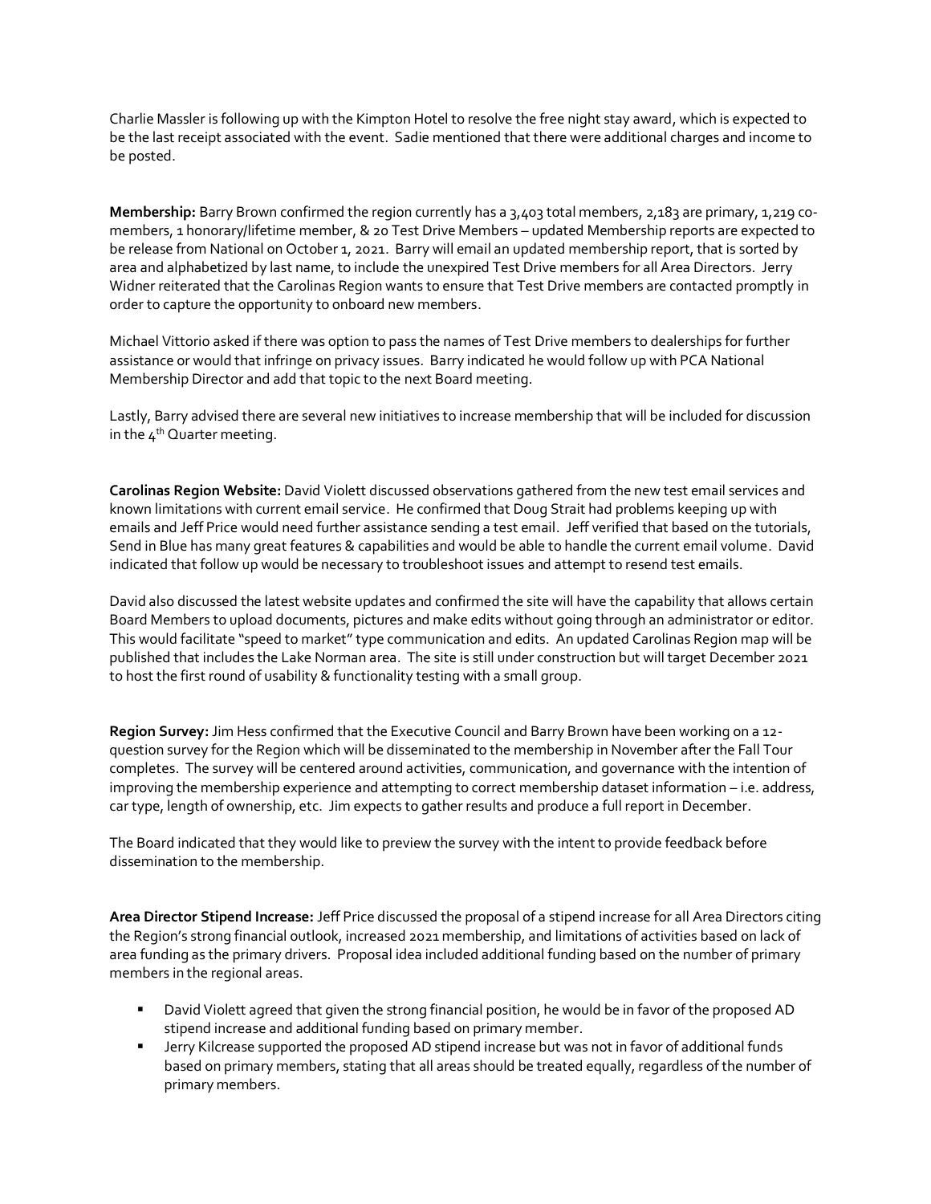Charlie Massler is following up with the Kimpton Hotel to resolve the free night stay award, which is expected to be the last receipt associated with the event. Sadie mentioned that there were additional charges and income to be posted.

**Membership:** Barry Brown confirmed the region currently has a 3,403 total members, 2,183 are primary, 1,219 co-members, 1 honorary/lifetime member, & 20 Test Drive Members – updated Membership reports are expected to be release from National on October 1, 2021. Barry will email an updated membership report, that is sorted by area and alphabetized by last name, to include the unexpired Test Drive members for all Area Directors. Jerry Widner reiterated that the Carolinas Region wants to ensure that Test Drive members are contacted promptly in order to capture the opportunity to onboard new members.

Michael Vittorio asked if there was option to pass the names of Test Drive members to dealerships for further assistance or would that infringe on privacy issues. Barry indicated he would follow up with PCA National Membership Director and add that topic to the next Board meeting.

Lastly, Barry advised there are several new initiatives to increase membership that will be included for discussion in the 4th Quarter meeting.

**Carolinas Region Website:** David Violett discussed observations gathered from the new test email services and known limitations with current email service. He confirmed that Doug Strait had problems keeping up with emails and Jeff Price would need further assistance sending a test email. Jeff verified that based on the tutorials, Send in Blue has many great features & capabilities and would be able to handle the current email volume. David indicated that follow up would be necessary to troubleshoot issues and attempt to resend test emails.

David also discussed the latest website updates and confirmed the site will have the capability that allows certain Board Members to upload documents, pictures and make edits without going through an administrator or editor. This would facilitate "speed to market" type communication and edits. An updated Carolinas Region map will be published that includes the Lake Norman area. The site is still under construction but will target December 2021 to host the first round of usability & functionality testing with a small group.

**Region Survey:** Jim Hess confirmed that the Executive Council and Barry Brown have been working on a 12-question survey for the Region which will be disseminated to the membership in November after the Fall Tour completes. The survey will be centered around activities, communication, and governance with the intention of improving the membership experience and attempting to correct membership dataset information – i.e. address, car type, length of ownership, etc. Jim expects to gather results and produce a full report in December.

The Board indicated that they would like to preview the survey with the intent to provide feedback before dissemination to the membership.

**Area Director Stipend Increase:** Jeff Price discussed the proposal of a stipend increase for all Area Directors citing the Region's strong financial outlook, increased 2021 membership, and limitations of activities based on lack of area funding as the primary drivers. Proposal idea included additional funding based on the number of primary members in the regional areas.

- David Violett agreed that given the strong financial position, he would be in favor of the proposed AD stipend increase and additional funding based on primary member.
- Jerry Kilcrease supported the proposed AD stipend increase but was not in favor of additional funds based on primary members, stating that all areas should be treated equally, regardless of the number of primary members.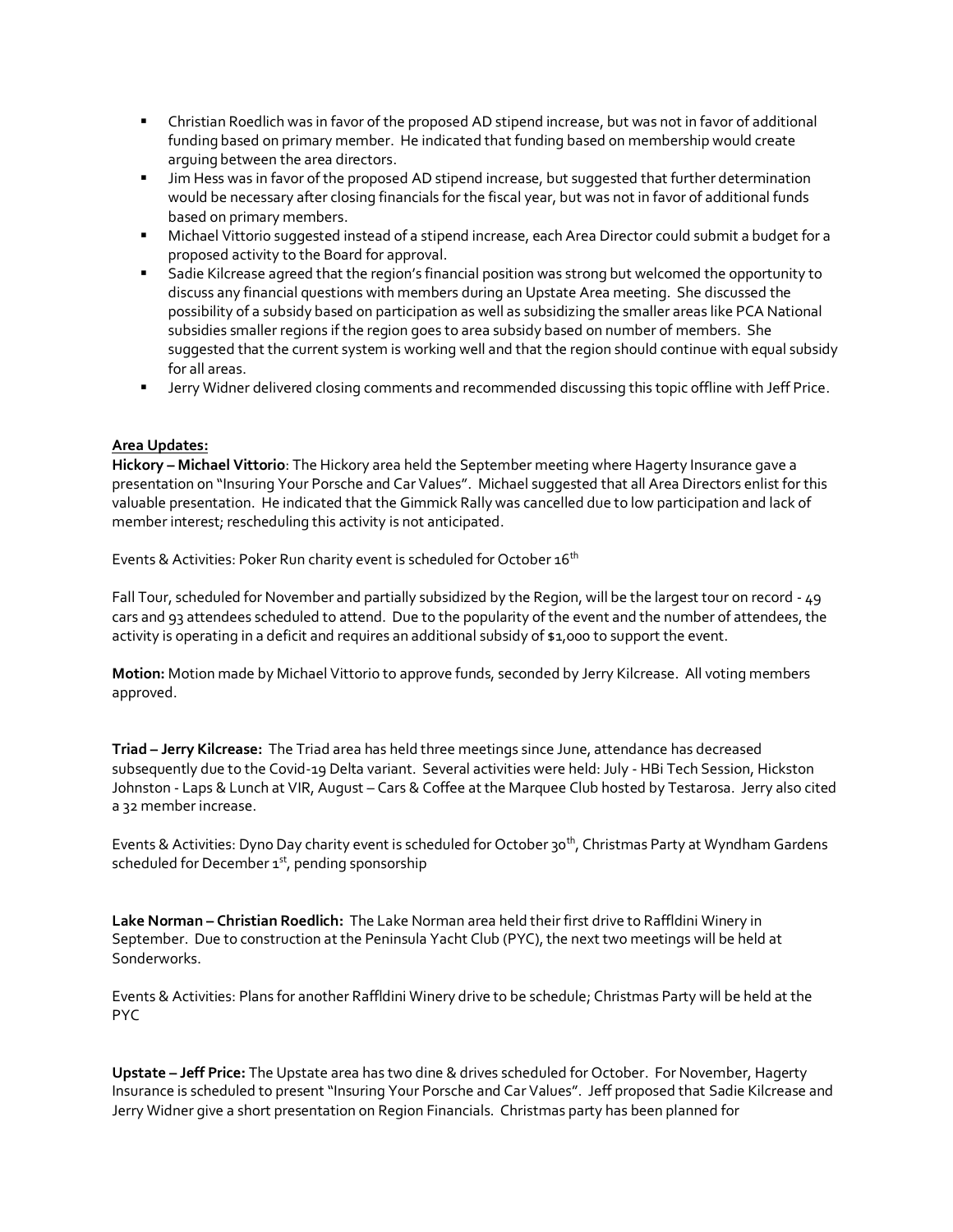- Christian Roedlich was in favor of the proposed AD stipend increase, but was not in favor of additional funding based on primary member. He indicated that funding based on membership would create arguing between the area directors.
- Jim Hess was in favor of the proposed AD stipend increase, but suggested that further determination would be necessary after closing financials for the fiscal year, but was not in favor of additional funds based on primary members.
- Michael Vittorio suggested instead of a stipend increase, each Area Director could submit a budget for a proposed activity to the Board for approval.
- Sadie Kilcrease agreed that the region's financial position was strong but welcomed the opportunity to discuss any financial questions with members during an Upstate Area meeting. She discussed the possibility of a subsidy based on participation as well as subsidizing the smaller areas like PCA National subsidies smaller regions if the region goes to area subsidy based on number of members. She suggested that the current system is working well and that the region should continue with equal subsidy for all areas.
- Jerry Widner delivered closing comments and recommended discussing this topic offline with Jeff Price.

**Area Updates:**

**Hickory – Michael Vittorio**: The Hickory area held the September meeting where Hagerty Insurance gave a presentation on "Insuring Your Porsche and Car Values". Michael suggested that all Area Directors enlist for this valuable presentation. He indicated that the Gimmick Rally was cancelled due to low participation and lack of member interest; rescheduling this activity is not anticipated.

Events & Activities: Poker Run charity event is scheduled for October 16th

Fall Tour, scheduled for November and partially subsidized by the Region, will be the largest tour on record - 49 cars and 93 attendees scheduled to attend. Due to the popularity of the event and the number of attendees, the activity is operating in a deficit and requires an additional subsidy of $1,000 to support the event.

**Motion:** Motion made by Michael Vittorio to approve funds, seconded by Jerry Kilcrease. All voting members approved.

**Triad – Jerry Kilcrease:** The Triad area has held three meetings since June, attendance has decreased subsequently due to the Covid-19 Delta variant. Several activities were held: July - HBi Tech Session, Hickston Johnston - Laps & Lunch at VIR, August – Cars & Coffee at the Marquee Club hosted by Testarosa. Jerry also cited a 32 member increase.

Events & Activities: Dyno Day charity event is scheduled for October 30th, Christmas Party at Wyndham Gardens scheduled for December 1st, pending sponsorship

**Lake Norman – Christian Roedlich:** The Lake Norman area held their first drive to Raffldini Winery in September. Due to construction at the Peninsula Yacht Club (PYC), the next two meetings will be held at Sonderworks.

Events & Activities: Plans for another Raffldini Winery drive to be schedule; Christmas Party will be held at the PYC

**Upstate – Jeff Price:** The Upstate area has two dine & drives scheduled for October. For November, Hagerty Insurance is scheduled to present "Insuring Your Porsche and Car Values". Jeff proposed that Sadie Kilcrease and Jerry Widner give a short presentation on Region Financials. Christmas party has been planned for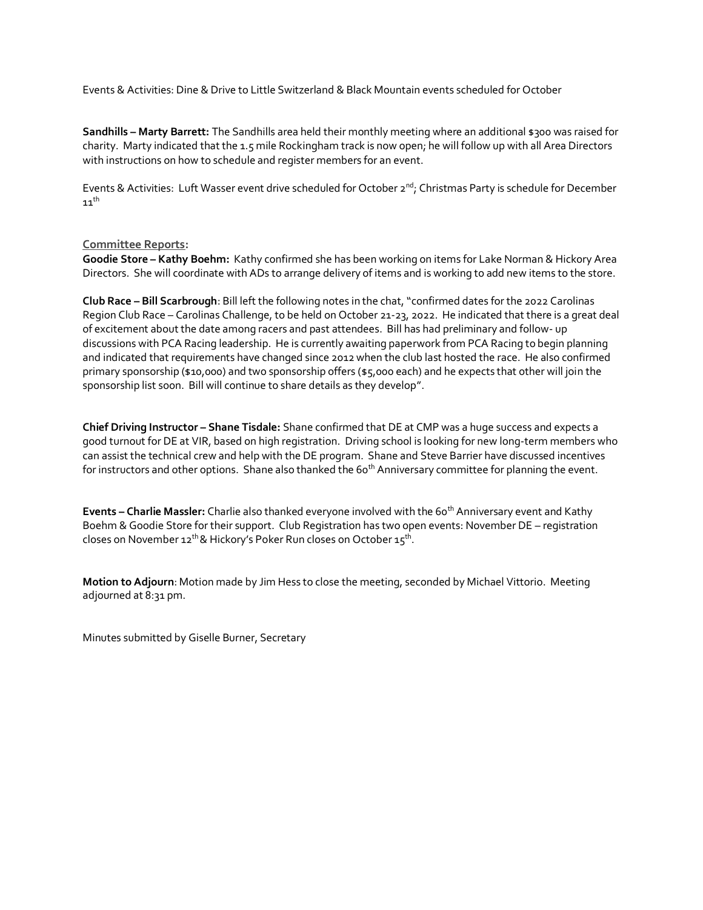Events & Activities: Dine & Drive to Little Switzerland & Black Mountain events scheduled for October

**Sandhills – Marty Barrett:** The Sandhills area held their monthly meeting where an additional $300 was raised for charity. Marty indicated that the 1.5 mile Rockingham track is now open; he will follow up with all Area Directors with instructions on how to schedule and register members for an event.

Events & Activities: Luft Wasser event drive scheduled for October 2nd; Christmas Party is schedule for December 11th

**Committee Reports:**

**Goodie Store – Kathy Boehm:** Kathy confirmed she has been working on items for Lake Norman & Hickory Area Directors. She will coordinate with ADs to arrange delivery of items and is working to add new items to the store.

**Club Race – Bill Scarbrough**: Bill left the following notes in the chat, "confirmed dates for the 2022 Carolinas Region Club Race – Carolinas Challenge, to be held on October 21-23, 2022. He indicated that there is a great deal of excitement about the date among racers and past attendees. Bill has had preliminary and follow- up discussions with PCA Racing leadership. He is currently awaiting paperwork from PCA Racing to begin planning and indicated that requirements have changed since 2012 when the club last hosted the race. He also confirmed primary sponsorship ($10,000) and two sponsorship offers ($5,000 each) and he expects that other will join the sponsorship list soon. Bill will continue to share details as they develop".

**Chief Driving Instructor – Shane Tisdale:** Shane confirmed that DE at CMP was a huge success and expects a good turnout for DE at VIR, based on high registration. Driving school is looking for new long-term members who can assist the technical crew and help with the DE program. Shane and Steve Barrier have discussed incentives for instructors and other options. Shane also thanked the 60th Anniversary committee for planning the event.

**Events – Charlie Massler:** Charlie also thanked everyone involved with the 60th Anniversary event and Kathy Boehm & Goodie Store for their support. Club Registration has two open events: November DE – registration closes on November 12th & Hickory's Poker Run closes on October 15th.

**Motion to Adjourn**: Motion made by Jim Hess to close the meeting, seconded by Michael Vittorio. Meeting adjourned at 8:31 pm.

Minutes submitted by Giselle Burner, Secretary